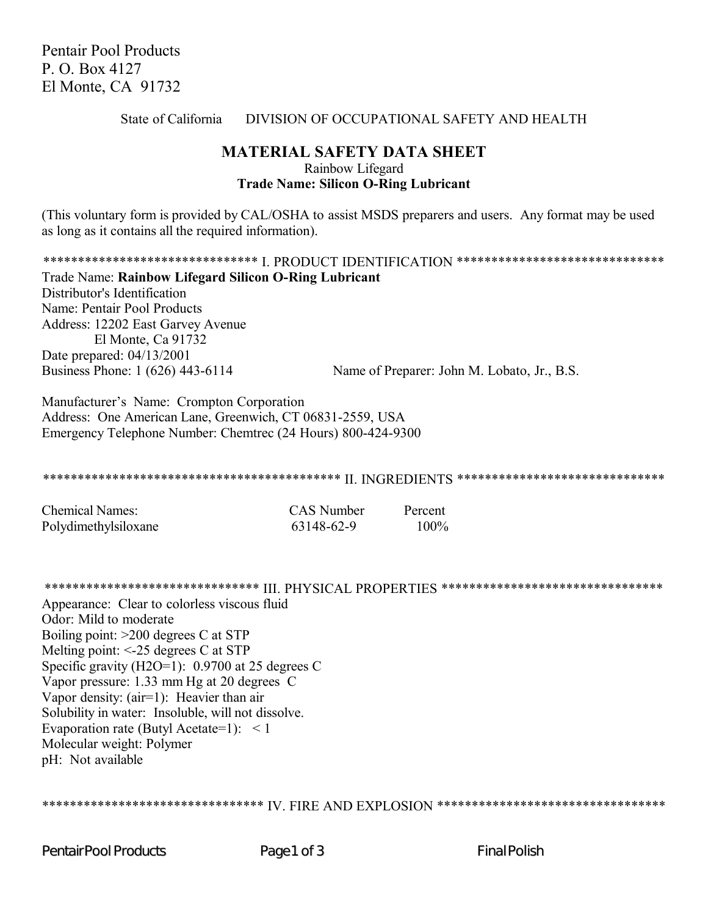Pentair Pool Products
P. O. Box 4127
El Monte, CA 91732

State of California DIVISION OF OCCUPATIONAL SAFETY AND HEALTH

# MATERIAL SAFETY DATA SHEET

Rainbow Lifegard
**Trade Name: Silicon O-Ring Lubricant**

(This voluntary form is provided by CAL/OSHA to assist MSDS preparers and users. Any format may be used as long as it contains all the required information).

## ****************************** I. PRODUCT IDENTIFICATION ******************************

Trade Name: **Rainbow Lifegard Silicon O-Ring Lubricant**
Distributor's Identification
Name: Pentair Pool Products
Address: 12202 East Garvey Avenue
El Monte, Ca 91732
Date prepared: 04/13/2001
Business Phone: 1 (626) 443-6114 Name of Preparer: John M. Lobato, Jr., B.S.

Manufacturer's Name: Crompton Corporation
Address: One American Lane, Greenwich, CT 06831-2559, USA
Emergency Telephone Number: Chemtrec (24 Hours) 800-424-9300

## ****************************************** II. INGREDIENTS ******************************

| Chemical Names: | CAS Number | Percent |
|---|---|---|
| Polydimethylsiloxane | 63148-62-9 | 100% |

## ****************************** III. PHYSICAL PROPERTIES ********************************

Appearance: Clear to colorless viscous fluid
Odor: Mild to moderate
Boiling point: >200 degrees C at STP
Melting point: <-25 degrees C at STP
Specific gravity (H2O=1): 0.9700 at 25 degrees C
Vapor pressure: 1.33 mm Hg at 20 degrees C
Vapor density: (air=1): Heavier than air
Solubility in water: Insoluble, will not dissolve.
Evaporation rate (Butyl Acetate=1): < 1
Molecular weight: Polymer
pH: Not available

## ******************************** IV. FIRE AND EXPLOSION *********************************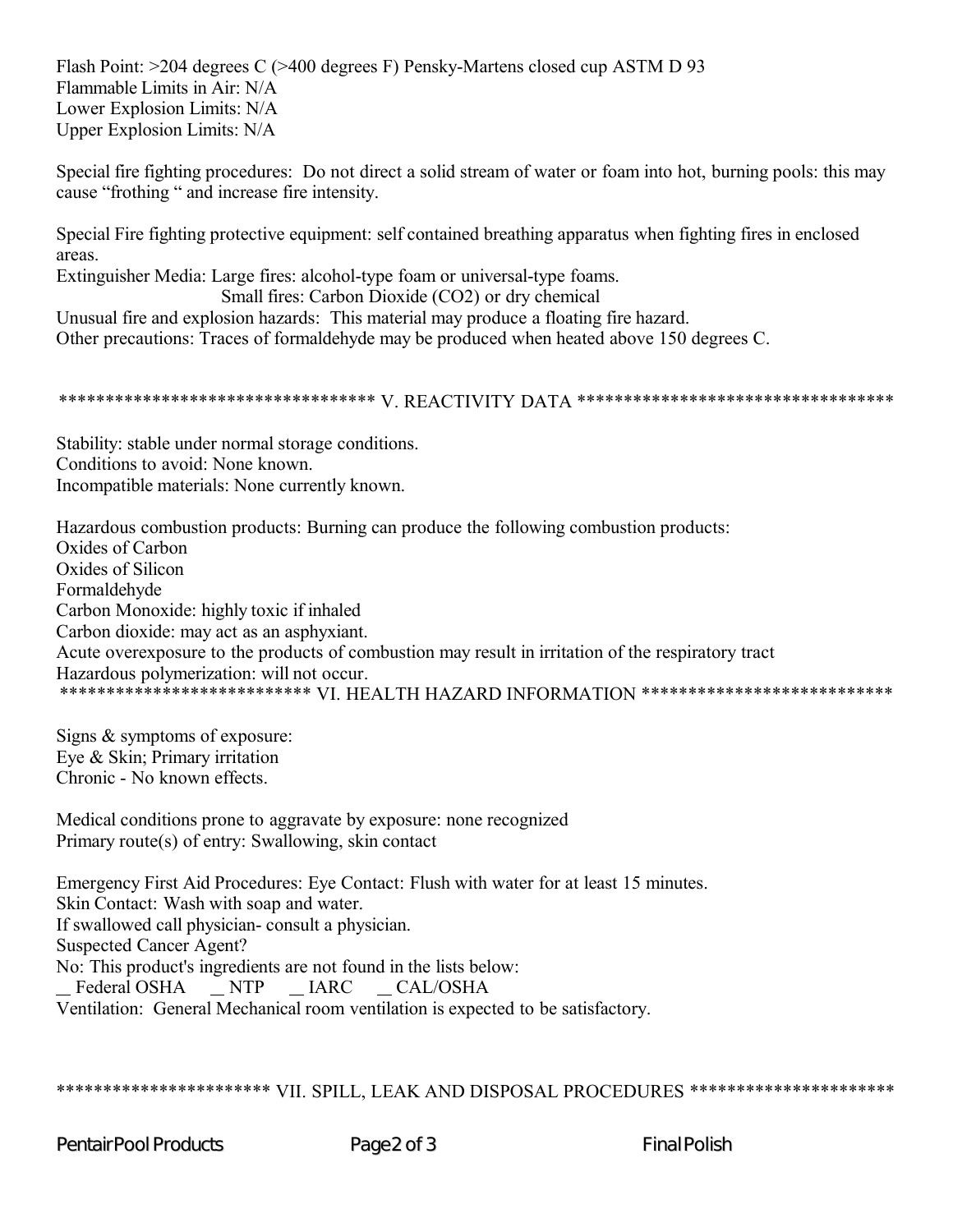Flash Point: >204 degrees C (>400 degrees F) Pensky-Martens closed cup ASTM D 93
Flammable Limits in Air: N/A
Lower Explosion Limits: N/A
Upper Explosion Limits: N/A

Special fire fighting procedures: Do not direct a solid stream of water or foam into hot, burning pools: this may cause "frothing " and increase fire intensity.

Special Fire fighting protective equipment: self contained breathing apparatus when fighting fires in enclosed areas.
Extinguisher Media: Large fires: alcohol-type foam or universal-type foams.
Small fires: Carbon Dioxide ($CO_2$) or dry chemical
Unusual fire and explosion hazards: This material may produce a floating fire hazard.
Other precautions: Traces of formaldehyde may be produced when heated above 150 degrees C.

## ********************************** V. REACTIVITY DATA **********************************

Stability: stable under normal storage conditions.
Conditions to avoid: None known.
Incompatible materials: None currently known.

Hazardous combustion products: Burning can produce the following combustion products:
Oxides of Carbon
Oxides of Silicon
Formaldehyde
Carbon Monoxide: highly toxic if inhaled
Carbon dioxide: may act as an asphyxiant.
Acute overexposure to the products of combustion may result in irritation of the respiratory tract
Hazardous polymerization: will not occur.

## *************************** VI. HEALTH HAZARD INFORMATION ***************************

Signs & symptoms of exposure:
Eye & Skin; Primary irritation
Chronic - No known effects.

Medical conditions prone to aggravate by exposure: none recognized
Primary route(s) of entry: Swallowing, skin contact

Emergency First Aid Procedures: Eye Contact: Flush with water for at least 15 minutes.
Skin Contact: Wash with soap and water.
If swallowed call physician- consult a physician.
Suspected Cancer Agent?
No: This product's ingredients are not found in the lists below:
__ Federal OSHA __ NTP __ IARC __ CAL/OSHA
Ventilation: General Mechanical room ventilation is expected to be satisfactory.

## ********************** VII. SPILL, LEAK AND DISPOSAL PROCEDURES **********************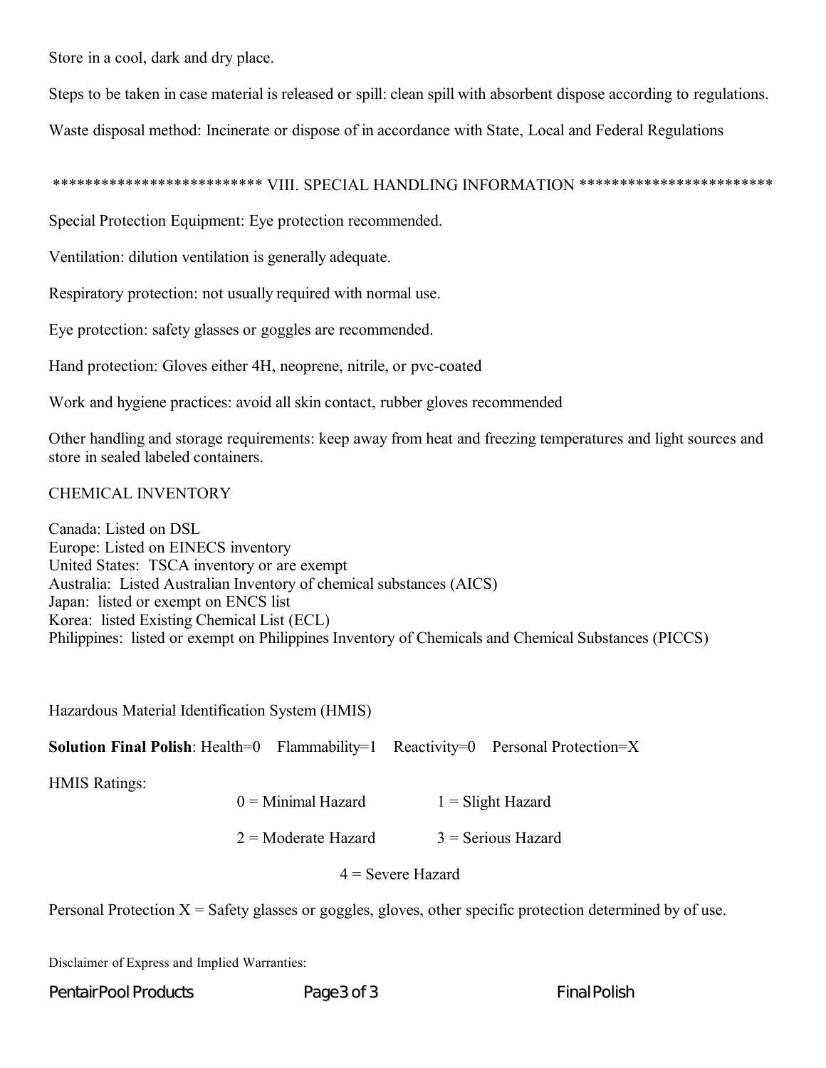Store in a cool, dark and dry place.

Steps to be taken in case material is released or spill: clean spill with absorbent dispose according to regulations.

Waste disposal method: Incinerate or dispose of in accordance with State, Local and Federal Regulations

## ************************** VIII. SPECIAL HANDLING INFORMATION ************************

Special Protection Equipment: Eye protection recommended.

Ventilation: dilution ventilation is generally adequate.

Respiratory protection: not usually required with normal use.

Eye protection: safety glasses or goggles are recommended.

Hand protection: Gloves either 4H, neoprene, nitrile, or pvc-coated

Work and hygiene practices: avoid all skin contact, rubber gloves recommended

Other handling and storage requirements: keep away from heat and freezing temperatures and light sources and store in sealed labeled containers.

CHEMICAL INVENTORY

Canada: Listed on DSL
Europe: Listed on EINECS inventory
United States: TSCA inventory or are exempt
Australia: Listed Australian Inventory of chemical substances (AICS)
Japan: listed or exempt on ENCS list
Korea: listed Existing Chemical List (ECL)
Philippines: listed or exempt on Philippines Inventory of Chemicals and Chemical Substances (PICCS)

Hazardous Material Identification System (HMIS)

**Solution Final Polish**: Health=0 Flammability=1 Reactivity=0 Personal Protection=X

HMIS Ratings:

0 = Minimal Hazard  1 = Slight Hazard

2 = Moderate Hazard  3 = Serious Hazard

4 = Severe Hazard

Personal Protection X = Safety glasses or goggles, gloves, other specific protection determined by of use.

Disclaimer of Express and Implied Warranties: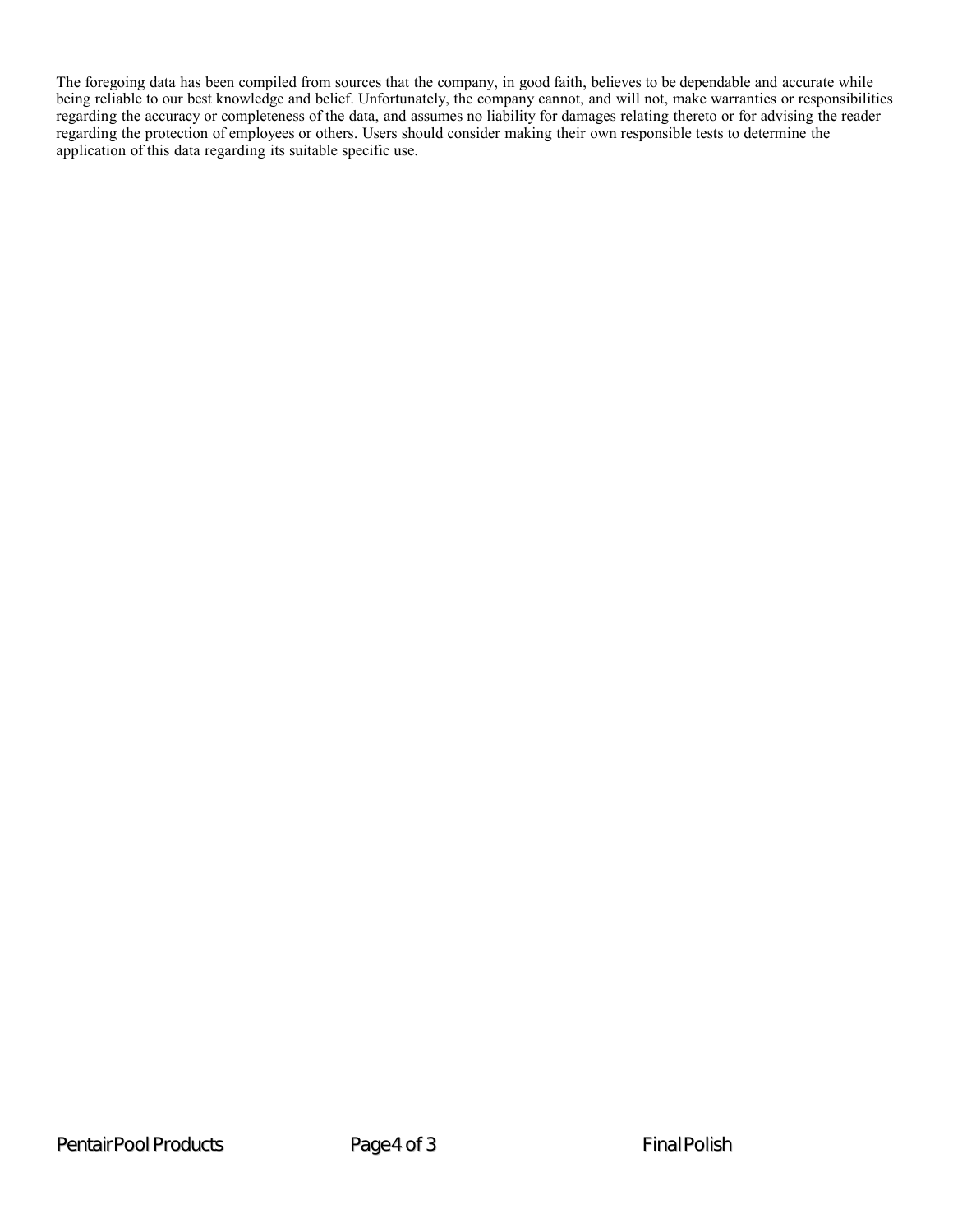The foregoing data has been compiled from sources that the company, in good faith, believes to be dependable and accurate while being reliable to our best knowledge and belief. Unfortunately, the company cannot, and will not, make warranties or responsibilities regarding the accuracy or completeness of the data, and assumes no liability for damages relating thereto or for advising the reader regarding the protection of employees or others. Users should consider making their own responsible tests to determine the application of this data regarding its suitable specific use.